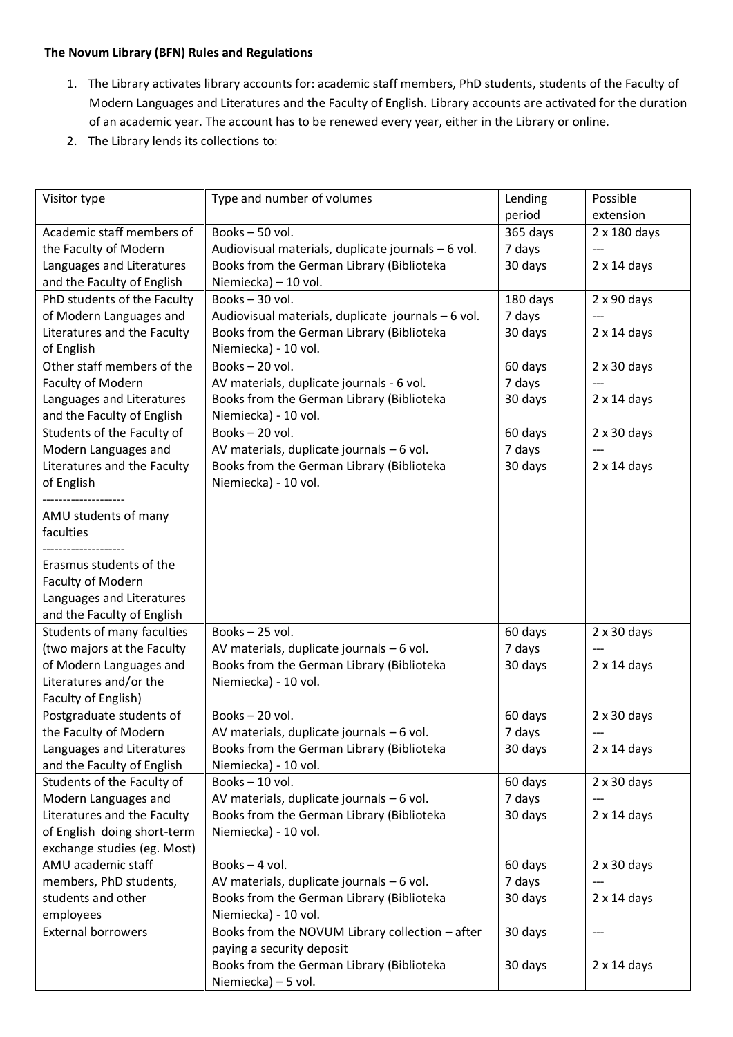**The Novum Library (BFN) Rules and Regulations**

1. The Library activates library accounts for: academic staff members, PhD students, students of the Faculty of Modern Languages and Literatures and the Faculty of English. Library accounts are activated for the duration of an academic year. The account has to be renewed every year, either in the Library or online.
2. The Library lends its collections to:

| Visitor type | Type and number of volumes | Lending period | Possible extension |
|---|---|---|---|
| Academic staff members of the Faculty of Modern Languages and Literatures and the Faculty of English | Books – 50 vol.<br>Audiovisual materials, duplicate journals – 6 vol.<br>Books from the German Library (Biblioteka Niemiecka) – 10 vol. | 365 days<br>7 days<br>30 days | 2 x 180 days<br>---<br>2 x 14 days |
| PhD students of the Faculty of Modern Languages and Literatures and the Faculty of English | Books – 30 vol.<br>Audiovisual materials, duplicate journals – 6 vol.<br>Books from the German Library (Biblioteka Niemiecka) - 10 vol. | 180 days<br>7 days<br>30 days | 2 x 90 days<br>---<br>2 x 14 days |
| Other staff members of the Faculty of Modern Languages and Literatures and the Faculty of English | Books – 20 vol.<br>AV materials, duplicate journals - 6 vol.<br>Books from the German Library (Biblioteka Niemiecka) - 10 vol. | 60 days<br>7 days<br>30 days | 2 x 30 days<br>---<br>2 x 14 days |
| Students of the Faculty of Modern Languages and Literatures and the Faculty of English<br>--------------------<br>AMU students of many faculties<br>--------------------<br>Erasmus students of the Faculty of Modern Languages and Literatures and the Faculty of English | Books – 20 vol.<br>AV materials, duplicate journals – 6 vol.<br>Books from the German Library (Biblioteka Niemiecka) - 10 vol. | 60 days<br>7 days<br>30 days | 2 x 30 days<br>---<br>2 x 14 days |
| Students of many faculties (two majors at the Faculty of Modern Languages and Literatures and/or the Faculty of English) | Books – 25 vol.<br>AV materials, duplicate journals – 6 vol.<br>Books from the German Library (Biblioteka Niemiecka) - 10 vol. | 60 days<br>7 days<br>30 days | 2 x 30 days<br>---<br>2 x 14 days |
| Postgraduate students of the Faculty of Modern Languages and Literatures and the Faculty of English | Books – 20 vol.<br>AV materials, duplicate journals – 6 vol.<br>Books from the German Library (Biblioteka Niemiecka) - 10 vol. | 60 days<br>7 days<br>30 days | 2 x 30 days<br>---<br>2 x 14 days |
| Students of the Faculty of Modern Languages and Literatures and the Faculty of English doing short-term exchange studies (eg. Most) | Books – 10 vol.<br>AV materials, duplicate journals – 6 vol.<br>Books from the German Library (Biblioteka Niemiecka) - 10 vol. | 60 days<br>7 days<br>30 days | 2 x 30 days<br>---<br>2 x 14 days |
| AMU academic staff members, PhD students, students and other employees | Books – 4 vol.<br>AV materials, duplicate journals – 6 vol.<br>Books from the German Library (Biblioteka Niemiecka) - 10 vol. | 60 days<br>7 days<br>30 days | 2 x 30 days<br>---<br>2 x 14 days |
| External borrowers | Books from the NOVUM Library collection – after paying a security deposit<br>Books from the German Library (Biblioteka Niemiecka) – 5 vol. | 30 days<br><br>30 days | ---<br><br>2 x 14 days |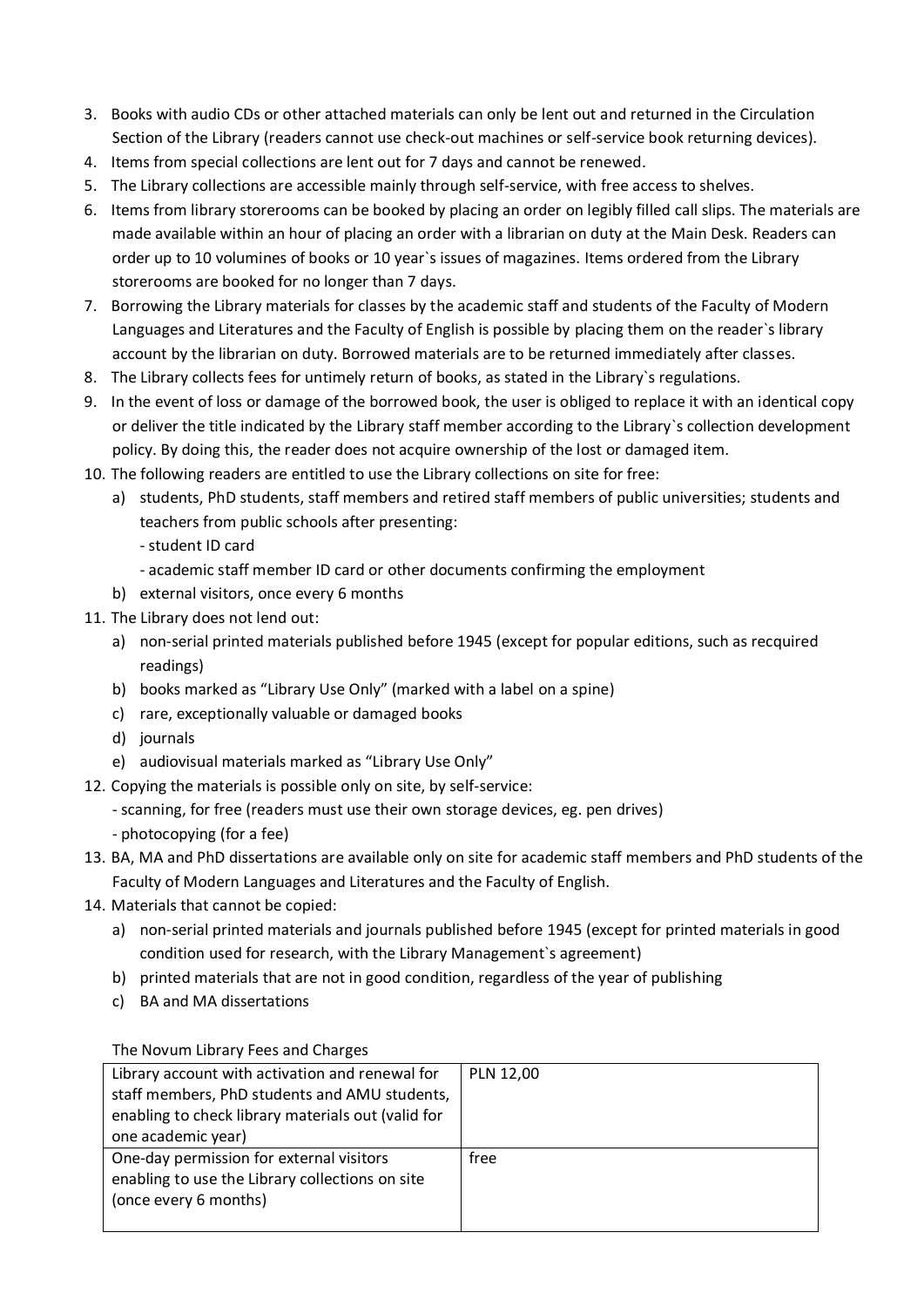3. Books with audio CDs or other attached materials can only be lent out and returned in the Circulation Section of the Library (readers cannot use check-out machines or self-service book returning devices).
4. Items from special collections are lent out for 7 days and cannot be renewed.
5. The Library collections are accessible mainly through self-service, with free access to shelves.
6. Items from library storerooms can be booked by placing an order on legibly filled call slips. The materials are made available within an hour of placing an order with a librarian on duty at the Main Desk. Readers can order up to 10 volumines of books or 10 year`s issues of magazines. Items ordered from the Library storerooms are booked for no longer than 7 days.
7. Borrowing the Library materials for classes by the academic staff and students of the Faculty of Modern Languages and Literatures and the Faculty of English is possible by placing them on the reader`s library account by the librarian on duty. Borrowed materials are to be returned immediately after classes.
8. The Library collects fees for untimely return of books, as stated in the Library`s regulations.
9. In the event of loss or damage of the borrowed book, the user is obliged to replace it with an identical copy or deliver the title indicated by the Library staff member according to the Library`s collection development policy. By doing this, the reader does not acquire ownership of the lost or damaged item.
10. The following readers are entitled to use the Library collections on site for free:
    a) students, PhD students, staff members and retired staff members of public universities; students and teachers from public schools after presenting:
       - student ID card
       - academic staff member ID card or other documents confirming the employment
    b) external visitors, once every 6 months
11. The Library does not lend out:
    a) non-serial printed materials published before 1945 (except for popular editions, such as recquired readings)
    b) books marked as "Library Use Only" (marked with a label on a spine)
    c) rare, exceptionally valuable or damaged books
    d) journals
    e) audiovisual materials marked as "Library Use Only"
12. Copying the materials is possible only on site, by self-service:
    - scanning, for free (readers must use their own storage devices, eg. pen drives)
    - photocopying (for a fee)
13. BA, MA and PhD dissertations are available only on site for academic staff members and PhD students of the Faculty of Modern Languages and Literatures and the Faculty of English.
14. Materials that cannot be copied:
    a) non-serial printed materials and journals published before 1945 (except for printed materials in good condition used for research, with the Library Management`s agreement)
    b) printed materials that are not in good condition, regardless of the year of publishing
    c) BA and MA dissertations

The Novum Library Fees and Charges

| | |
|---|---|
| Library account with activation and renewal for staff members, PhD students and AMU students, enabling to check library materials out (valid for one academic year) | PLN 12,00 |
| One-day permission for external visitors enabling to use the Library collections on site (once every 6 months) | free |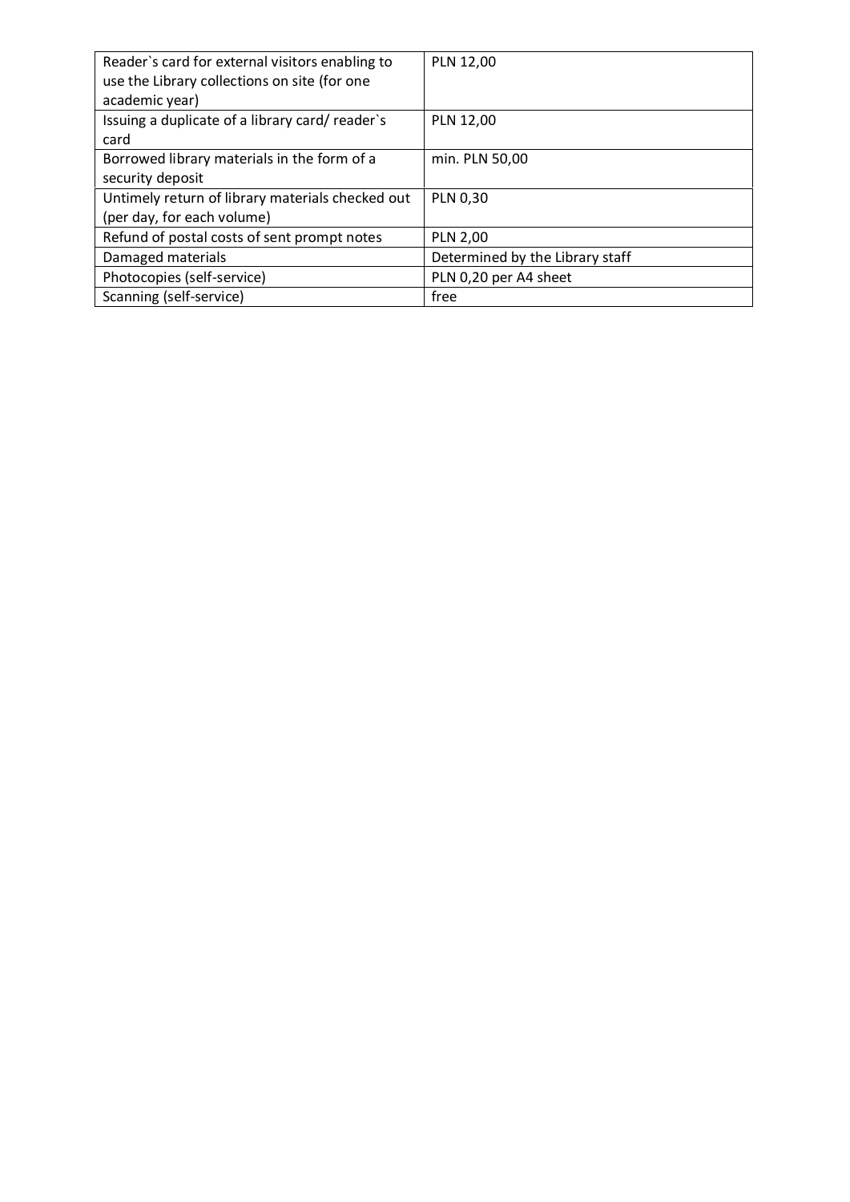| | |
|---|---|
| Reader`s card for external visitors enabling to use the Library collections on site (for one academic year) | PLN 12,00 |
| Issuing a duplicate of a library card/ reader`s card | PLN 12,00 |
| Borrowed library materials in the form of a security deposit | min. PLN 50,00 |
| Untimely return of library materials checked out (per day, for each volume) | PLN 0,30 |
| Refund of postal costs of sent prompt notes | PLN 2,00 |
| Damaged materials | Determined by the Library staff |
| Photocopies (self-service) | PLN 0,20 per A4 sheet |
| Scanning (self-service) | free |